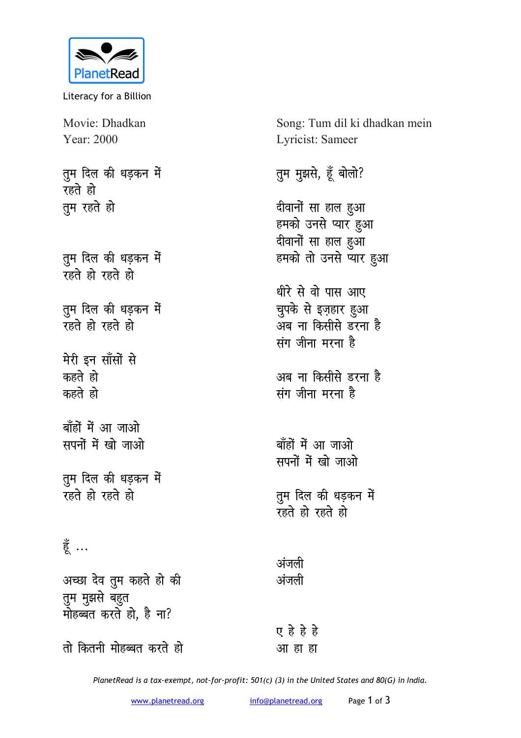PlanetRead

Literacy for a Billion

Movie: Dhadkan
Year: 2000

Song: Tum dil ki dhadkan mein
Lyricist: Sameer

तुम दिल की धड़कन में
रहते हो
तुम रहते हो

तुम दिल की धड़कन में
रहते हो रहते हो

तुम दिल की धड़कन में
रहते हो रहते हो

मेरी इन साँसों से
कहते हो
कहते हो

बाँहों में आ जाओ
सपनों में खो जाओ

तुम दिल की धड़कन में
रहते हो रहते हो

हूँ ...

अच्छा देव तुम कहते हो की
तुम मुझसे बहुत
मोहब्बत करते हो, है ना?

तो कितनी मोहब्बत करते हो

तुम मुझसे, हूँ बोलो?

दीवानों सा हाल हुआ
हमको उनसे प्यार हुआ
दीवानों सा हाल हुआ
हमको तो उनसे प्यार हुआ

धीरे से वो पास आए
चुपके से इज़हार हुआ
अब ना किसीसे डरना है
संग जीना मरना है

अब ना किसीसे डरना है
संग जीना मरना है

बाँहों में आ जाओ
सपनों में खो जाओ

तुम दिल की धड़कन में
रहते हो रहते हो

अंजली
अंजली

ए हे हे हे
आ हा हा

*PlanetRead is a tax-exempt, not-for-profit: 501(c) (3) in the United States and 80(G) in India.*

www.planetread.org info@planetread.org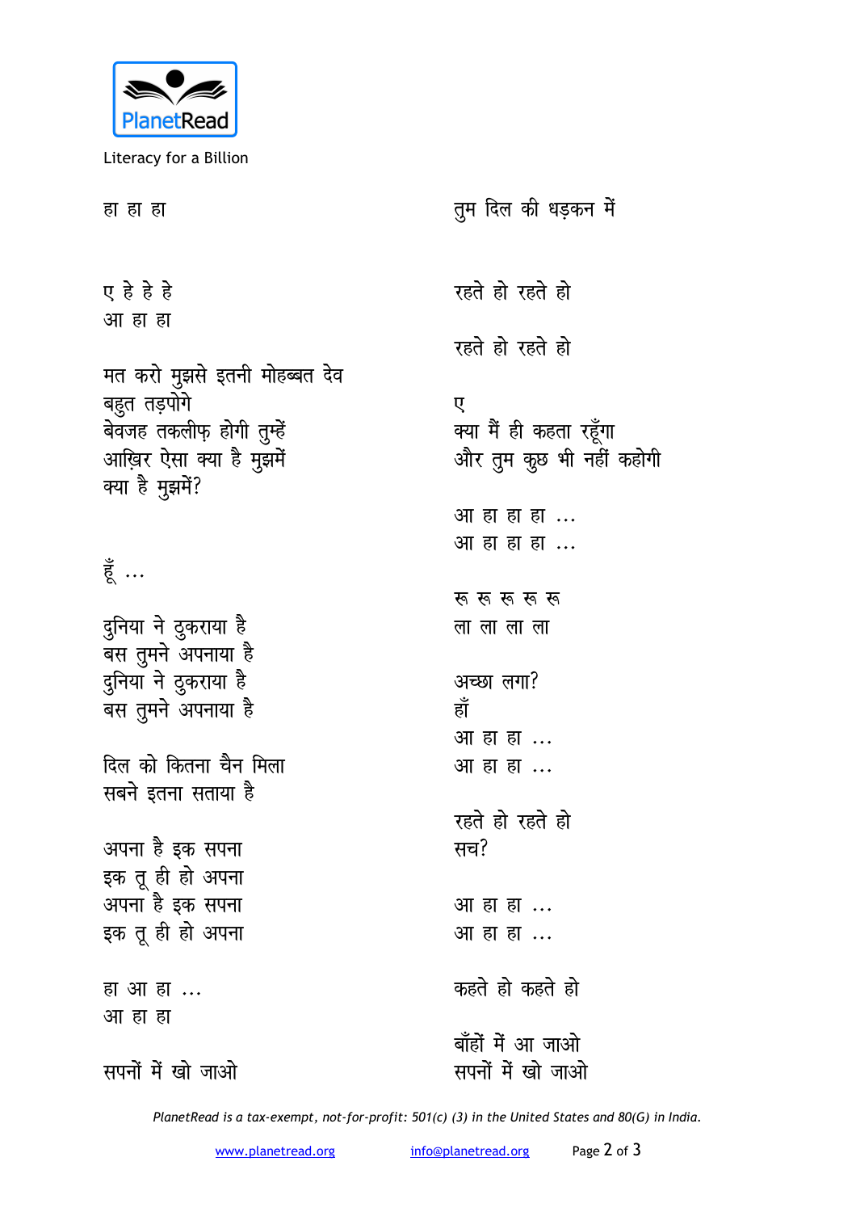हा हा हा

ए हे हे हे
आ हा हा

मत करो मुझसे इतनी मोहब्बत देव
बहुत तड़पोगे
बेवजह तकलीफ़ होगी तुम्हें
आख़िर ऐसा क्या है मुझमें
क्या है मुझमें?

हूँ …

दुनिया ने ठुकराया है
बस तुमने अपनाया है
दुनिया ने ठुकराया है
बस तुमने अपनाया है

दिल को कितना चैन मिला
सबने इतना सताया है

अपना है इक सपना
इक तू ही हो अपना
अपना है इक सपना
इक तू ही हो अपना

हा आ हा …
आ हा हा

सपनों में खो जाओ

तुम दिल की धड़कन में

रहते हो रहते हो

रहते हो रहते हो

ए
क्या मैं ही कहता रहूँगा
और तुम कुछ भी नहीं कहोगी

आ हा हा हा …
आ हा हा हा …

रू रू रू रू रू
ला ला ला ला

अच्छा लगा?
हाँ
आ हा हा …
आ हा हा …

रहते हो रहते हो
सच?

आ हा हा …
आ हा हा …

कहते हो कहते हो

बाँहों में आ जाओ
सपनों में खो जाओ

*PlanetRead is a tax-exempt, not-for-profit: 501(c) (3) in the United States and 80(G) in India.*

www.planetread.org info@planetread.org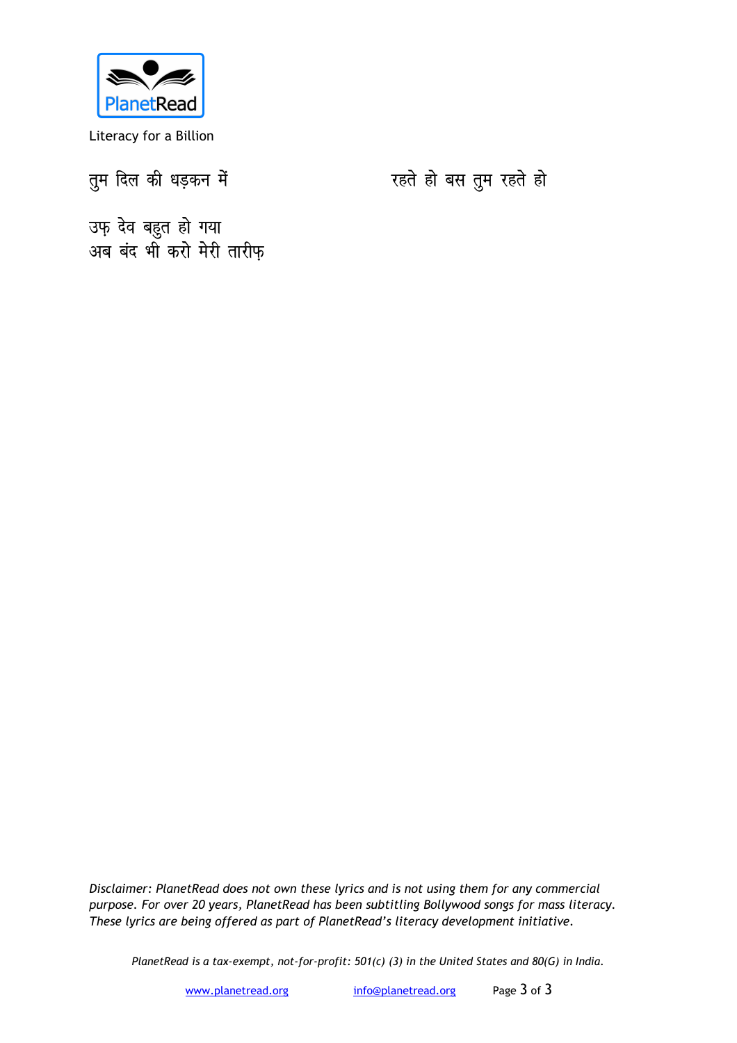PlanetRead

Literacy for a Billion

तुम दिल की धड़कन में रहते हो बस तुम रहते हो

उफ़ देव बहुत हो गया
अब बंद भी करो मेरी तारीफ़

*Disclaimer: PlanetRead does not own these lyrics and is not using them for any commercial purpose. For over 20 years, PlanetRead has been subtitling Bollywood songs for mass literacy. These lyrics are being offered as part of PlanetRead's literacy development initiative.*

*PlanetRead is a tax-exempt, not-for-profit: 501(c) (3) in the United States and 80(G) in India.*

www.planetread.org info@planetread.org